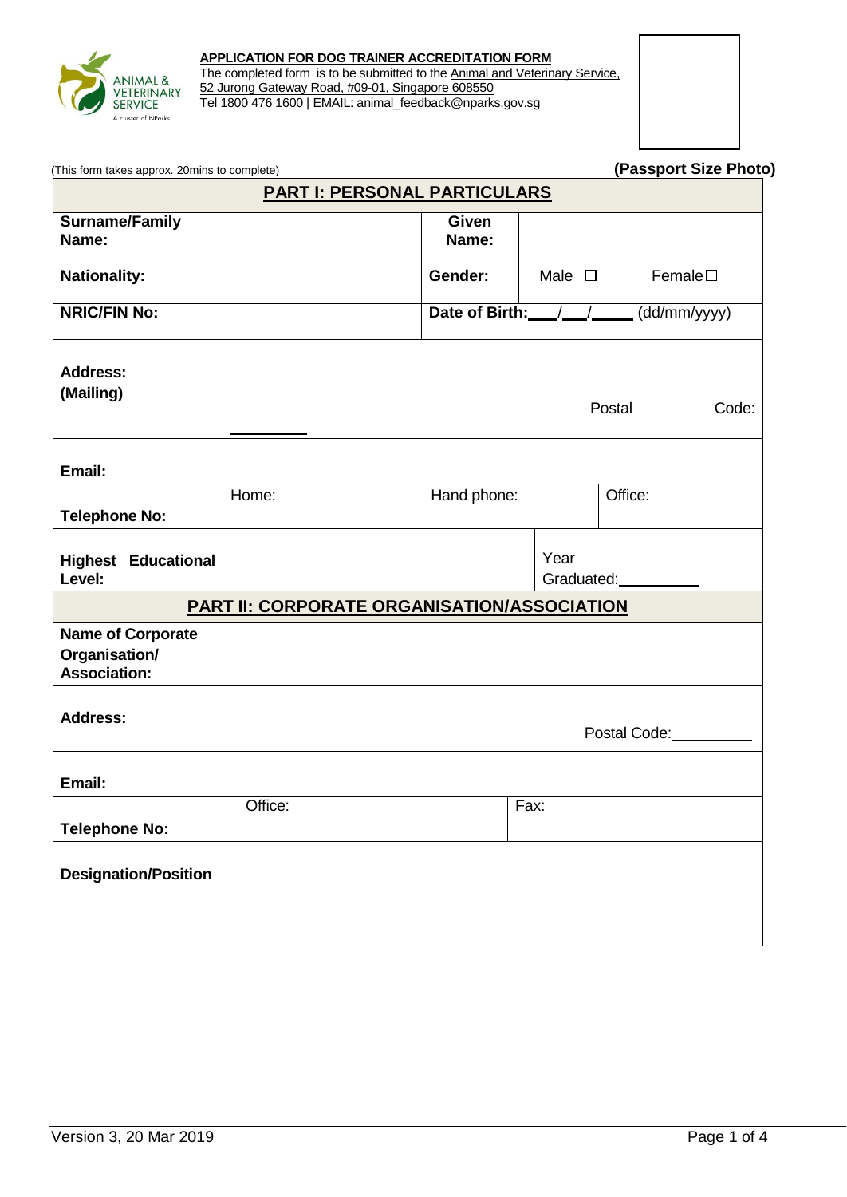**APPLICATION FOR DOG TRAINER ACCREDITATION FORM**

The completed form is to be submitted to the Animal and Veterinary Service, 52 Jurong Gateway Road, #09-01, Singapore 608550
Tel 1800 476 1600 | EMAIL: animal_feedback@nparks.gov.sg

(This form takes approx. 20mins to complete)

**(Passport Size Photo)**

| **PART I: PERSONAL PARTICULARS** | | | | |
|---|---|---|---|---|
| **Surname/Family Name:** | | **Given Name:** | | |
| **Nationality:** | | **Gender:** | Male ☐ | Female☐ |
| **NRIC/FIN No:** | | **Date of Birth:** ___/___/_____ (dd/mm/yyyy) | | |
| **Address: (Mailing)** | Postal Code: ________ | | | |
| **Email:** | | | | |
| **Telephone No:** | Home: | Hand phone: | | Office: |
| **Highest Educational Level:** | | | Year Graduated:________ | |

| **PART II: CORPORATE ORGANISATION/ASSOCIATION** | | |
|---|---|---|
| **Name of Corporate Organisation/ Association:** | | |
| **Address:** | Postal Code:________ | |
| **Email:** | | |
| **Telephone No:** | Office: | Fax: |
| **Designation/Position** | | |

Version 3, 20 Mar 2019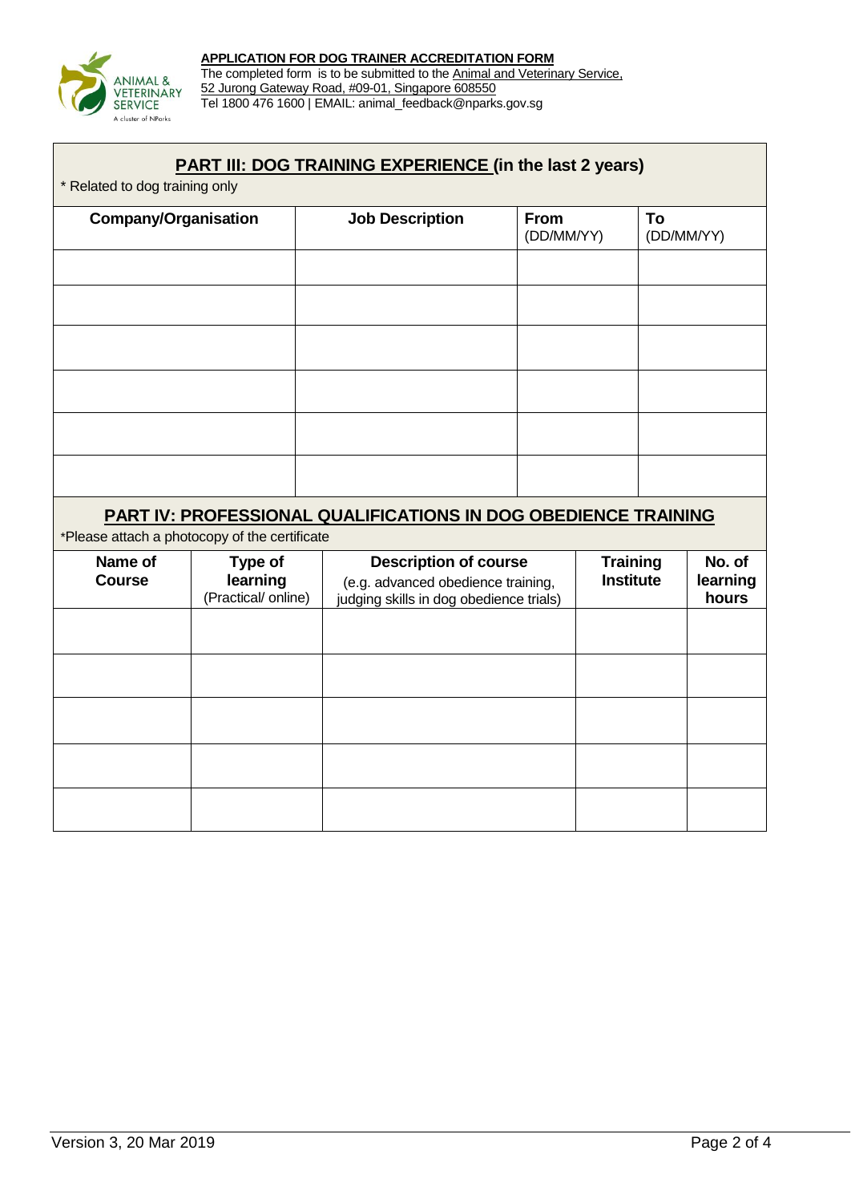**APPLICATION FOR DOG TRAINER ACCREDITATION FORM**
The completed form is to be submitted to the Animal and Veterinary Service, 52 Jurong Gateway Road, #09-01, Singapore 608550
Tel 1800 476 1600 | EMAIL: animal_feedback@nparks.gov.sg

## PART III: DOG TRAINING EXPERIENCE (in the last 2 years)

* Related to dog training only

| Company/Organisation | Job Description | From (DD/MM/YY) | To (DD/MM/YY) |
|---|---|---|---|
| | | | |
| | | | |
| | | | |
| | | | |
| | | | |
| | | | |

## PART IV: PROFESSIONAL QUALIFICATIONS IN DOG OBEDIENCE TRAINING

*Please attach a photocopy of the certificate

| Name of Course | Type of learning (Practical/ online) | Description of course (e.g. advanced obedience training, judging skills in dog obedience trials) | Training Institute | No. of learning hours |
|---|---|---|---|---|
| | | | | |
| | | | | |
| | | | | |
| | | | | |
| | | | | |

Version 3, 20 Mar 2019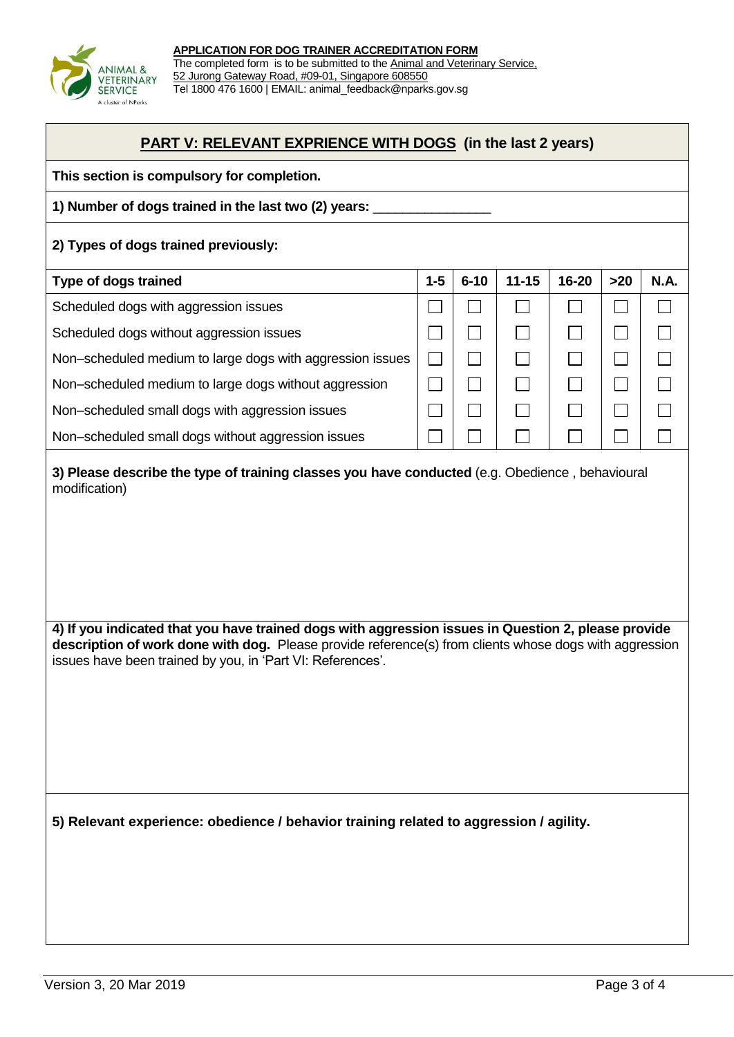**APPLICATION FOR DOG TRAINER ACCREDITATION FORM**

The completed form is to be submitted to the Animal and Veterinary Service, 52 Jurong Gateway Road, #09-01, Singapore 608550

Tel 1800 476 1600 | EMAIL: animal_feedback@nparks.gov.sg

## PART V: RELEVANT EXPRIENCE WITH DOGS (in the last 2 years)

**This section is compulsory for completion.**

**1) Number of dogs trained in the last two (2) years:** _______________

**2) Types of dogs trained previously:**

| Type of dogs trained | 1-5 | 6-10 | 11-15 | 16-20 | >20 | N.A. |
|---|---|---|---|---|---|---|
| Scheduled dogs with aggression issues | ☐ | ☐ | ☐ | ☐ | ☐ | ☐ |
| Scheduled dogs without aggression issues | ☐ | ☐ | ☐ | ☐ | ☐ | ☐ |
| Non–scheduled medium to large dogs with aggression issues | ☐ | ☐ | ☐ | ☐ | ☐ | ☐ |
| Non–scheduled medium to large dogs without aggression | ☐ | ☐ | ☐ | ☐ | ☐ | ☐ |
| Non–scheduled small dogs with aggression issues | ☐ | ☐ | ☐ | ☐ | ☐ | ☐ |
| Non–scheduled small dogs without aggression issues | ☐ | ☐ | ☐ | ☐ | ☐ | ☐ |

**3) Please describe the type of training classes you have conducted** (e.g. Obedience , behavioural modification)

**4) If you indicated that you have trained dogs with aggression issues in Question 2, please provide description of work done with dog.** Please provide reference(s) from clients whose dogs with aggression issues have been trained by you, in 'Part VI: References'.

**5) Relevant experience: obedience / behavior training related to aggression / agility.**

Version 3, 20 Mar 2019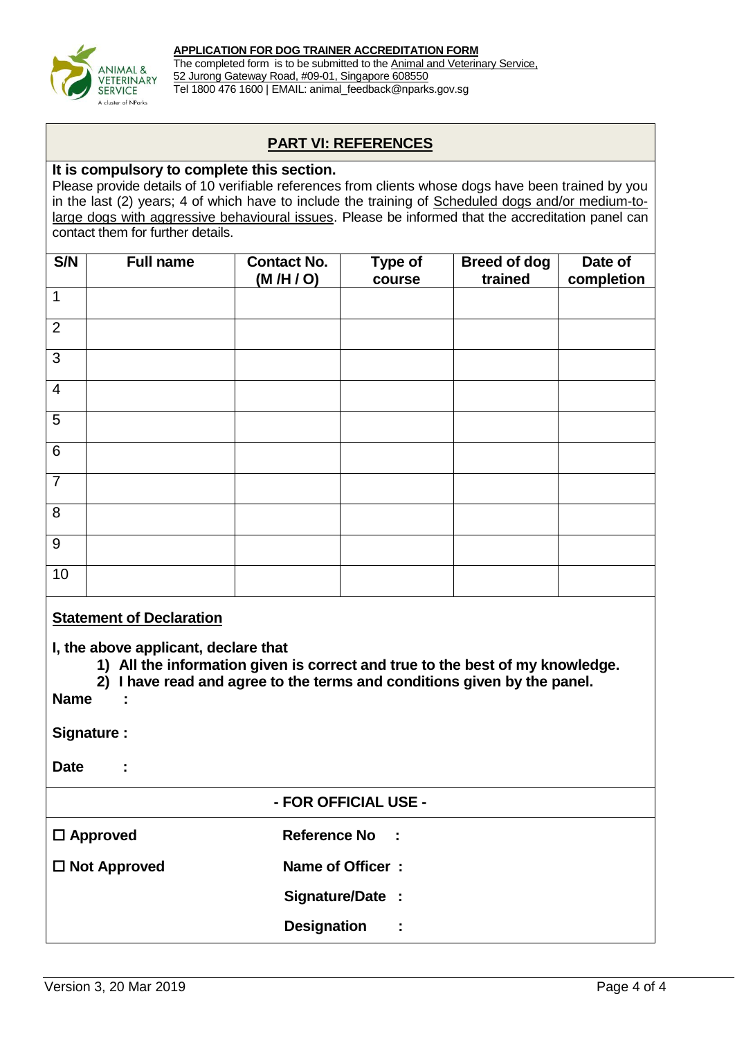**APPLICATION FOR DOG TRAINER ACCREDITATION FORM**
The completed form is to be submitted to the Animal and Veterinary Service, 52 Jurong Gateway Road, #09-01, Singapore 608550
Tel 1800 476 1600 | EMAIL: animal_feedback@nparks.gov.sg

## PART VI: REFERENCES

**It is compulsory to complete this section.**
Please provide details of 10 verifiable references from clients whose dogs have been trained by you in the last (2) years; 4 of which have to include the training of Scheduled dogs and/or medium-to-large dogs with aggressive behavioural issues. Please be informed that the accreditation panel can contact them for further details.

| S/N | Full name | Contact No. (M /H / O) | Type of course | Breed of dog trained | Date of completion |
|---|---|---|---|---|---|
| 1 | | | | | |
| 2 | | | | | |
| 3 | | | | | |
| 4 | | | | | |
| 5 | | | | | |
| 6 | | | | | |
| 7 | | | | | |
| 8 | | | | | |
| 9 | | | | | |
| 10 | | | | | |

**Statement of Declaration**

**I, the above applicant, declare that**

1) **All the information given is correct and true to the best of my knowledge.**
2) **I have read and agree to the terms and conditions given by the panel.**

**Name :**

**Signature :**

**Date :**

**- FOR OFFICIAL USE -**

☐ **Approved** — **Reference No :**

☐ **Not Approved** — **Name of Officer :**

**Signature/Date :**

**Designation :**

Version 3, 20 Mar 2019